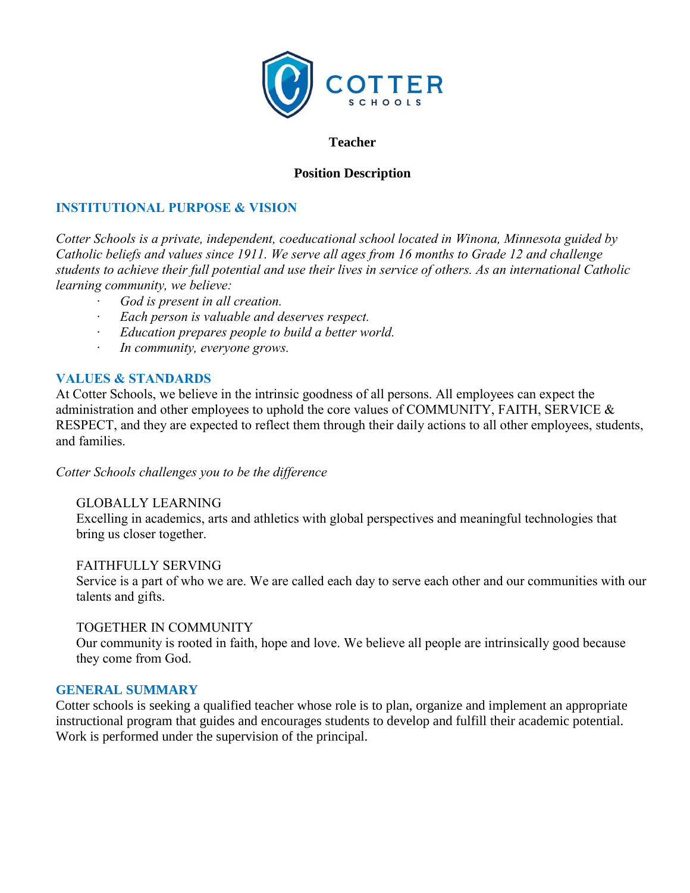**Teacher**

**Position Description**

## INSTITUTIONAL PURPOSE & VISION

*Cotter Schools is a private, independent, coeducational school located in Winona, Minnesota guided by Catholic beliefs and values since 1911. We serve all ages from 16 months to Grade 12 and challenge students to achieve their full potential and use their lives in service of others. As an international Catholic learning community, we believe:*

- *God is present in all creation.*
- *Each person is valuable and deserves respect.*
- *Education prepares people to build a better world.*
- *In community, everyone grows.*

## VALUES & STANDARDS

At Cotter Schools, we believe in the intrinsic goodness of all persons. All employees can expect the administration and other employees to uphold the core values of COMMUNITY, FAITH, SERVICE & RESPECT, and they are expected to reflect them through their daily actions to all other employees, students, and families.

*Cotter Schools challenges you to be the difference*

GLOBALLY LEARNING
Excelling in academics, arts and athletics with global perspectives and meaningful technologies that bring us closer together.

FAITHFULLY SERVING
Service is a part of who we are. We are called each day to serve each other and our communities with our talents and gifts.

TOGETHER IN COMMUNITY
Our community is rooted in faith, hope and love. We believe all people are intrinsically good because they come from God.

## GENERAL SUMMARY

Cotter schools is seeking a qualified teacher whose role is to plan, organize and implement an appropriate instructional program that guides and encourages students to develop and fulfill their academic potential. Work is performed under the supervision of the principal.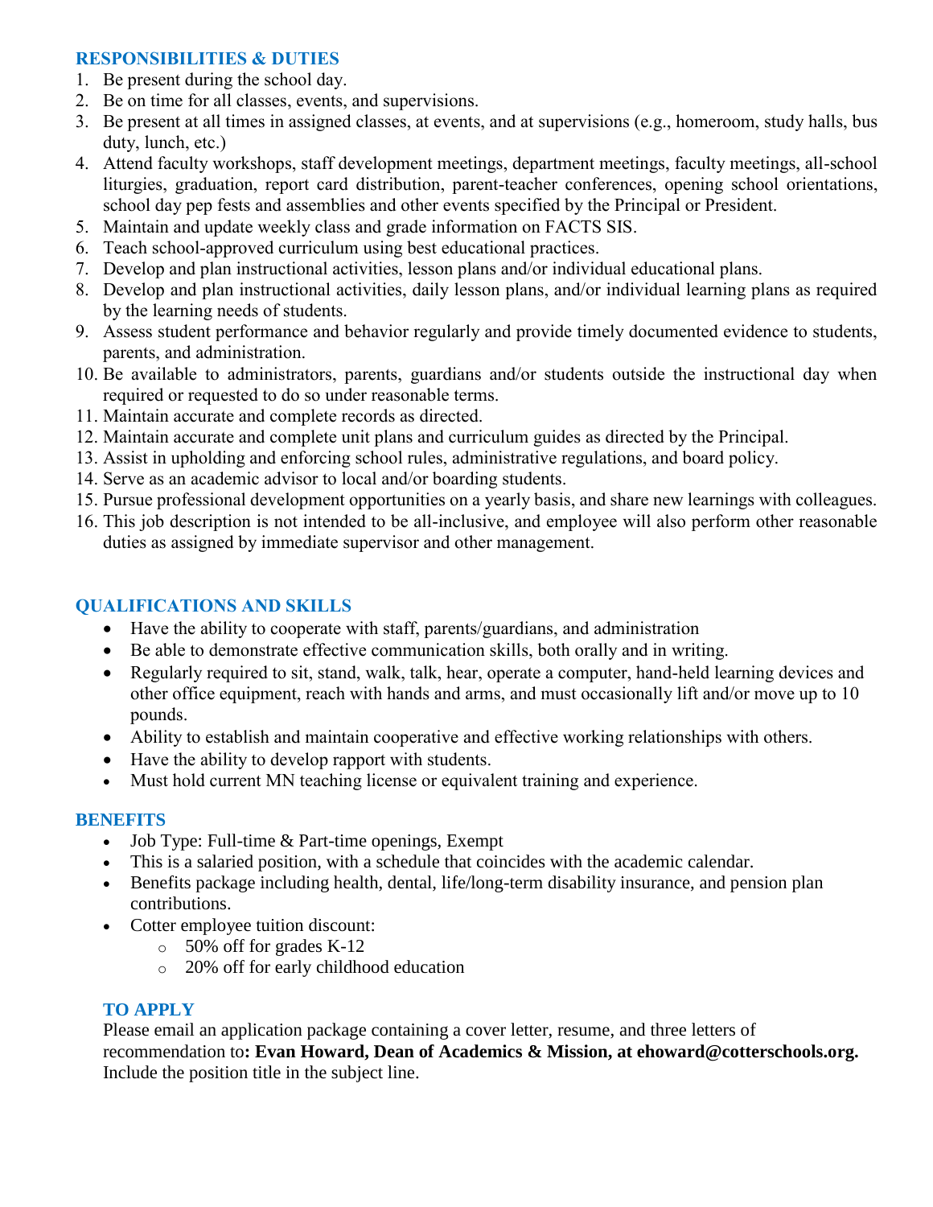## RESPONSIBILITIES & DUTIES

1. Be present during the school day.
2. Be on time for all classes, events, and supervisions.
3. Be present at all times in assigned classes, at events, and at supervisions (e.g., homeroom, study halls, bus duty, lunch, etc.)
4. Attend faculty workshops, staff development meetings, department meetings, faculty meetings, all-school liturgies, graduation, report card distribution, parent-teacher conferences, opening school orientations, school day pep fests and assemblies and other events specified by the Principal or President.
5. Maintain and update weekly class and grade information on FACTS SIS.
6. Teach school-approved curriculum using best educational practices.
7. Develop and plan instructional activities, lesson plans and/or individual educational plans.
8. Develop and plan instructional activities, daily lesson plans, and/or individual learning plans as required by the learning needs of students.
9. Assess student performance and behavior regularly and provide timely documented evidence to students, parents, and administration.
10. Be available to administrators, parents, guardians and/or students outside the instructional day when required or requested to do so under reasonable terms.
11. Maintain accurate and complete records as directed.
12. Maintain accurate and complete unit plans and curriculum guides as directed by the Principal.
13. Assist in upholding and enforcing school rules, administrative regulations, and board policy.
14. Serve as an academic advisor to local and/or boarding students.
15. Pursue professional development opportunities on a yearly basis, and share new learnings with colleagues.
16. This job description is not intended to be all-inclusive, and employee will also perform other reasonable duties as assigned by immediate supervisor and other management.

## QUALIFICATIONS AND SKILLS

- Have the ability to cooperate with staff, parents/guardians, and administration
- Be able to demonstrate effective communication skills, both orally and in writing.
- Regularly required to sit, stand, walk, talk, hear, operate a computer, hand-held learning devices and other office equipment, reach with hands and arms, and must occasionally lift and/or move up to 10 pounds.
- Ability to establish and maintain cooperative and effective working relationships with others.
- Have the ability to develop rapport with students.
- Must hold current MN teaching license or equivalent training and experience.

## BENEFITS

- Job Type: Full-time & Part-time openings, Exempt
- This is a salaried position, with a schedule that coincides with the academic calendar.
- Benefits package including health, dental, life/long-term disability insurance, and pension plan contributions.
- Cotter employee tuition discount:
  - 50% off for grades K-12
  - 20% off for early childhood education

## TO APPLY

Please email an application package containing a cover letter, resume, and three letters of recommendation to**: Evan Howard, Dean of Academics & Mission, at ehoward@cotterschools.org.** Include the position title in the subject line.